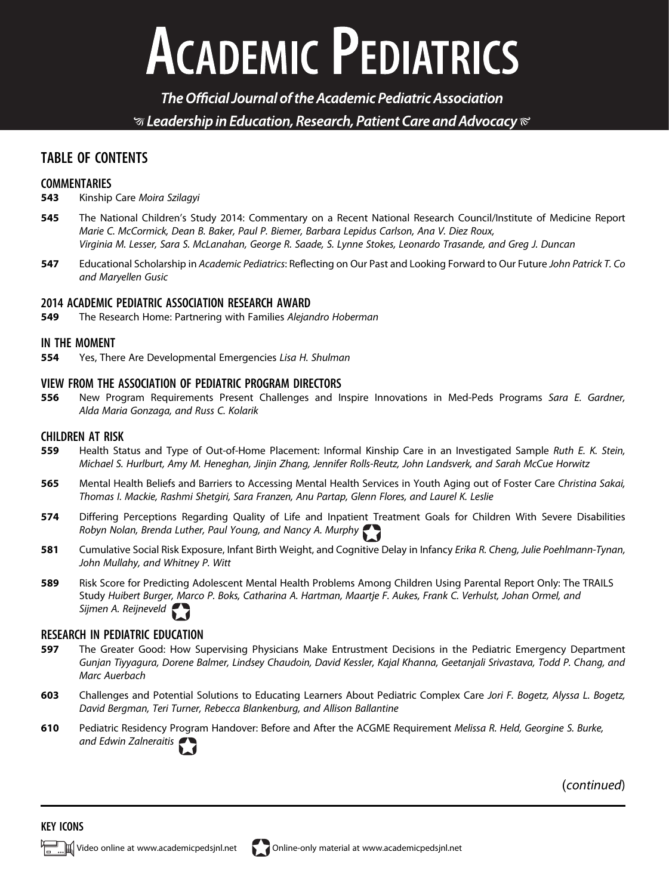# ACADEMIC PEDIATRICS

***The Official Journal of the Academic Pediatric Association***

***Leadership in Education, Research, Patient Care and Advocacy***

## TABLE OF CONTENTS

### COMMENTARIES

**543** Kinship Care *Moira Szilagyi*

**545** The National Children's Study 2014: Commentary on a Recent National Research Council/Institute of Medicine Report *Marie C. McCormick, Dean B. Baker, Paul P. Biemer, Barbara Lepidus Carlson, Ana V. Diez Roux, Virginia M. Lesser, Sara S. McLanahan, George R. Saade, S. Lynne Stokes, Leonardo Trasande, and Greg J. Duncan*

**547** Educational Scholarship in *Academic Pediatrics*: Reflecting on Our Past and Looking Forward to Our Future *John Patrick T. Co and Maryellen Gusic*

### 2014 ACADEMIC PEDIATRIC ASSOCIATION RESEARCH AWARD

**549** The Research Home: Partnering with Families *Alejandro Hoberman*

### IN THE MOMENT

**554** Yes, There Are Developmental Emergencies *Lisa H. Shulman*

### VIEW FROM THE ASSOCIATION OF PEDIATRIC PROGRAM DIRECTORS

**556** New Program Requirements Present Challenges and Inspire Innovations in Med-Peds Programs *Sara E. Gardner, Alda Maria Gonzaga, and Russ C. Kolarik*

### CHILDREN AT RISK

**559** Health Status and Type of Out-of-Home Placement: Informal Kinship Care in an Investigated Sample *Ruth E. K. Stein, Michael S. Hurlburt, Amy M. Heneghan, Jinjin Zhang, Jennifer Rolls-Reutz, John Landsverk, and Sarah McCue Horwitz*

**565** Mental Health Beliefs and Barriers to Accessing Mental Health Services in Youth Aging out of Foster Care *Christina Sakai, Thomas I. Mackie, Rashmi Shetgiri, Sara Franzen, Anu Partap, Glenn Flores, and Laurel K. Leslie*

**574** Differing Perceptions Regarding Quality of Life and Inpatient Treatment Goals for Children With Severe Disabilities *Robyn Nolan, Brenda Luther, Paul Young, and Nancy A. Murphy*

**581** Cumulative Social Risk Exposure, Infant Birth Weight, and Cognitive Delay in Infancy *Erika R. Cheng, Julie Poehlmann-Tynan, John Mullahy, and Whitney P. Witt*

**589** Risk Score for Predicting Adolescent Mental Health Problems Among Children Using Parental Report Only: The TRAILS Study *Huibert Burger, Marco P. Boks, Catharina A. Hartman, Maartje F. Aukes, Frank C. Verhulst, Johan Ormel, and Sijmen A. Reijneveld*

### RESEARCH IN PEDIATRIC EDUCATION

**597** The Greater Good: How Supervising Physicians Make Entrustment Decisions in the Pediatric Emergency Department *Gunjan Tiyyagura, Dorene Balmer, Lindsey Chaudoin, David Kessler, Kajal Khanna, Geetanjali Srivastava, Todd P. Chang, and Marc Auerbach*

**603** Challenges and Potential Solutions to Educating Learners About Pediatric Complex Care *Jori F. Bogetz, Alyssa L. Bogetz, David Bergman, Teri Turner, Rebecca Blankenburg, and Allison Ballantine*

**610** Pediatric Residency Program Handover: Before and After the ACGME Requirement *Melissa R. Held, Georgine S. Burke, and Edwin Zalneraitis*

(*continued*)

### KEY ICONS

Video online at www.academicpedsjnl.net

Online-only material at www.academicpedsjnl.net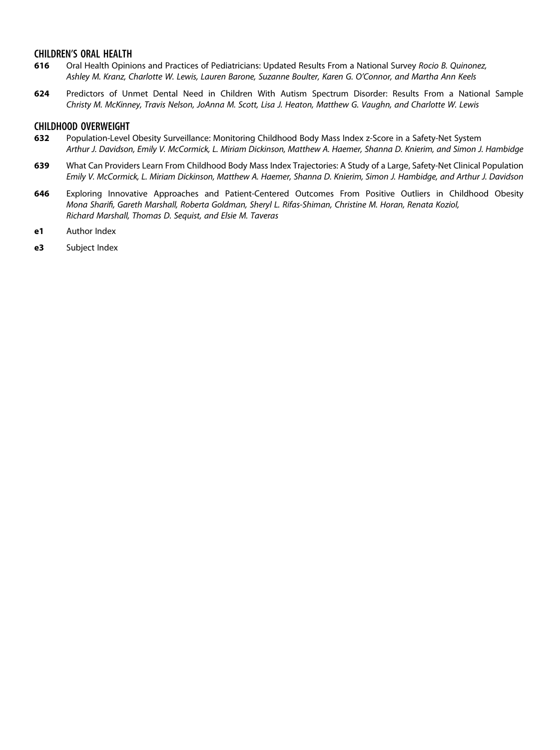## CHILDREN'S ORAL HEALTH

**616** Oral Health Opinions and Practices of Pediatricians: Updated Results From a National Survey *Rocio B. Quinonez, Ashley M. Kranz, Charlotte W. Lewis, Lauren Barone, Suzanne Boulter, Karen G. O'Connor, and Martha Ann Keels*

**624** Predictors of Unmet Dental Need in Children With Autism Spectrum Disorder: Results From a National Sample *Christy M. McKinney, Travis Nelson, JoAnna M. Scott, Lisa J. Heaton, Matthew G. Vaughn, and Charlotte W. Lewis*

## CHILDHOOD OVERWEIGHT

**632** Population-Level Obesity Surveillance: Monitoring Childhood Body Mass Index z-Score in a Safety-Net System *Arthur J. Davidson, Emily V. McCormick, L. Miriam Dickinson, Matthew A. Haemer, Shanna D. Knierim, and Simon J. Hambidge*

**639** What Can Providers Learn From Childhood Body Mass Index Trajectories: A Study of a Large, Safety-Net Clinical Population *Emily V. McCormick, L. Miriam Dickinson, Matthew A. Haemer, Shanna D. Knierim, Simon J. Hambidge, and Arthur J. Davidson*

**646** Exploring Innovative Approaches and Patient-Centered Outcomes From Positive Outliers in Childhood Obesity *Mona Sharifi, Gareth Marshall, Roberta Goldman, Sheryl L. Rifas-Shiman, Christine M. Horan, Renata Koziol, Richard Marshall, Thomas D. Sequist, and Elsie M. Taveras*

**e1** Author Index

**e3** Subject Index